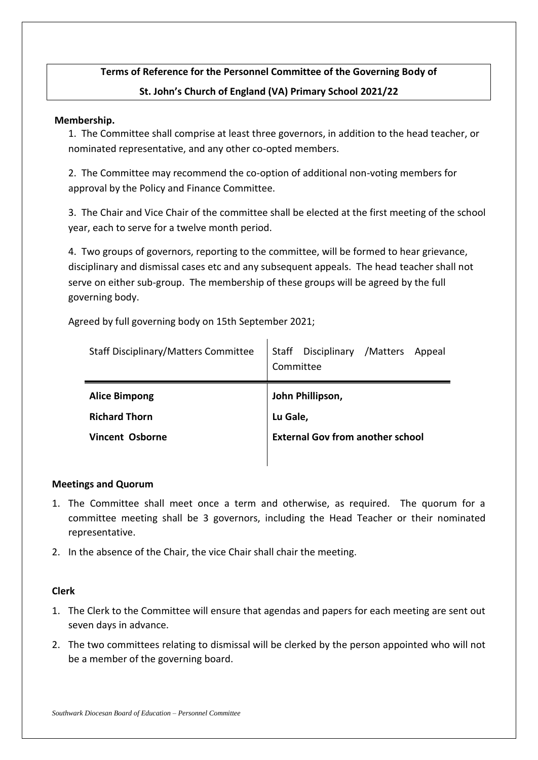**Terms of Reference for the Personnel Committee of the Governing Body of**

**St. John's Church of England (VA) Primary School 2021/22**

**Membership.**

1. The Committee shall comprise at least three governors, in addition to the head teacher, or nominated representative, and any other co-opted members.

2. The Committee may recommend the co-option of additional non-voting members for approval by the Policy and Finance Committee.

3. The Chair and Vice Chair of the committee shall be elected at the first meeting of the school year, each to serve for a twelve month period.

4. Two groups of governors, reporting to the committee, will be formed to hear grievance, disciplinary and dismissal cases etc and any subsequent appeals. The head teacher shall not serve on either sub-group. The membership of these groups will be agreed by the full governing body.

Agreed by full governing body on 15th September 2021;

| Staff Disciplinary/Matters Committee | Staff Disciplinary /Matters Appeal Committee |
|---|---|
| **Alice Bimpong** | **John Phillipson,** |
| **Richard Thorn** | **Lu Gale,** |
| **Vincent Osborne** | **External Gov from another school** |

**Meetings and Quorum**

1. The Committee shall meet once a term and otherwise, as required. The quorum for a committee meeting shall be 3 governors, including the Head Teacher or their nominated representative.
2. In the absence of the Chair, the vice Chair shall chair the meeting.

**Clerk**

1. The Clerk to the Committee will ensure that agendas and papers for each meeting are sent out seven days in advance.
2. The two committees relating to dismissal will be clerked by the person appointed who will not be a member of the governing board.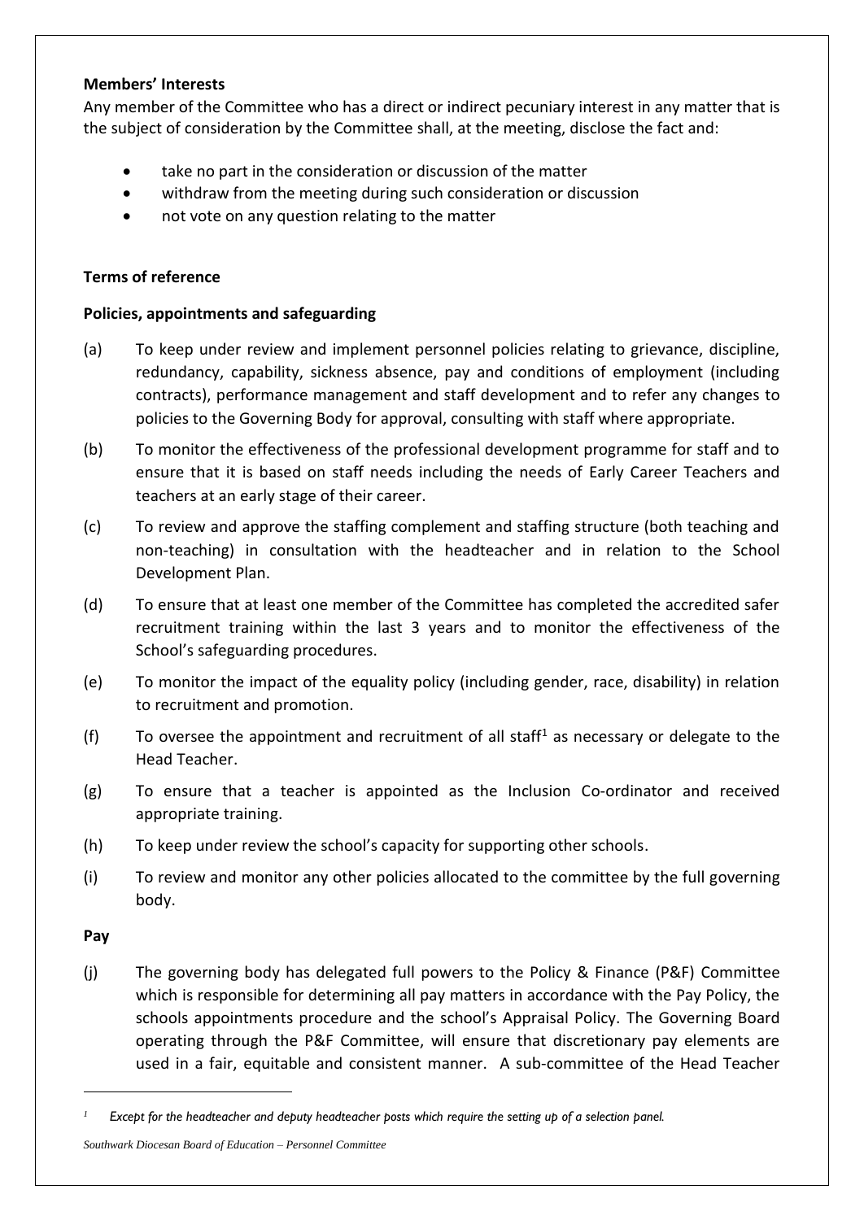**Members' Interests**

Any member of the Committee who has a direct or indirect pecuniary interest in any matter that is the subject of consideration by the Committee shall, at the meeting, disclose the fact and:

- take no part in the consideration or discussion of the matter
- withdraw from the meeting during such consideration or discussion
- not vote on any question relating to the matter

**Terms of reference**

**Policies, appointments and safeguarding**

(a) To keep under review and implement personnel policies relating to grievance, discipline, redundancy, capability, sickness absence, pay and conditions of employment (including contracts), performance management and staff development and to refer any changes to policies to the Governing Body for approval, consulting with staff where appropriate.

(b) To monitor the effectiveness of the professional development programme for staff and to ensure that it is based on staff needs including the needs of Early Career Teachers and teachers at an early stage of their career.

(c) To review and approve the staffing complement and staffing structure (both teaching and non-teaching) in consultation with the headteacher and in relation to the School Development Plan.

(d) To ensure that at least one member of the Committee has completed the accredited safer recruitment training within the last 3 years and to monitor the effectiveness of the School's safeguarding procedures.

(e) To monitor the impact of the equality policy (including gender, race, disability) in relation to recruitment and promotion.

(f) To oversee the appointment and recruitment of all staff[1] as necessary or delegate to the Head Teacher.

(g) To ensure that a teacher is appointed as the Inclusion Co-ordinator and received appropriate training.

(h) To keep under review the school's capacity for supporting other schools.

(i) To review and monitor any other policies allocated to the committee by the full governing body.

**Pay**

(j) The governing body has delegated full powers to the Policy & Finance (P&F) Committee which is responsible for determining all pay matters in accordance with the Pay Policy, the schools appointments procedure and the school's Appraisal Policy. The Governing Board operating through the P&F Committee, will ensure that discretionary pay elements are used in a fair, equitable and consistent manner. A sub-committee of the Head Teacher

[1] *Except for the headteacher and deputy headteacher posts which require the setting up of a selection panel.*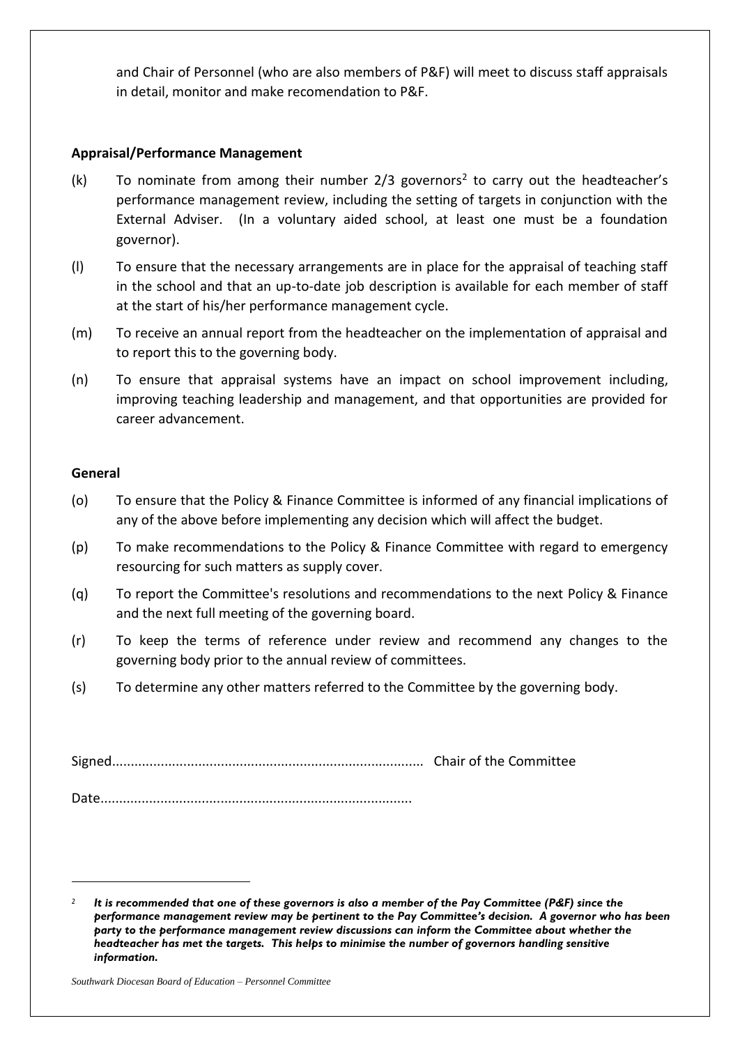and Chair of Personnel (who are also members of P&F) will meet to discuss staff appraisals in detail, monitor and make recomendation to P&F.

**Appraisal/Performance Management**

(k) To nominate from among their number 2/3 governors[2] to carry out the headteacher's performance management review, including the setting of targets in conjunction with the External Adviser. (In a voluntary aided school, at least one must be a foundation governor).

(l) To ensure that the necessary arrangements are in place for the appraisal of teaching staff in the school and that an up-to-date job description is available for each member of staff at the start of his/her performance management cycle.

(m) To receive an annual report from the headteacher on the implementation of appraisal and to report this to the governing body.

(n) To ensure that appraisal systems have an impact on school improvement including, improving teaching leadership and management, and that opportunities are provided for career advancement.

**General**

(o) To ensure that the Policy & Finance Committee is informed of any financial implications of any of the above before implementing any decision which will affect the budget.

(p) To make recommendations to the Policy & Finance Committee with regard to emergency resourcing for such matters as supply cover.

(q) To report the Committee's resolutions and recommendations to the next Policy & Finance and the next full meeting of the governing board.

(r) To keep the terms of reference under review and recommend any changes to the governing body prior to the annual review of committees.

(s) To determine any other matters referred to the Committee by the governing body.

Signed.................................................................................. Chair of the Committee

Date..................................................................................

[2] ***It is recommended that one of these governors is also a member of the Pay Committee (P&F) since the performance management review may be pertinent to the Pay Committee's decision. A governor who has been party to the performance management review discussions can inform the Committee about whether the headteacher has met the targets. This helps to minimise the number of governors handling sensitive information.***